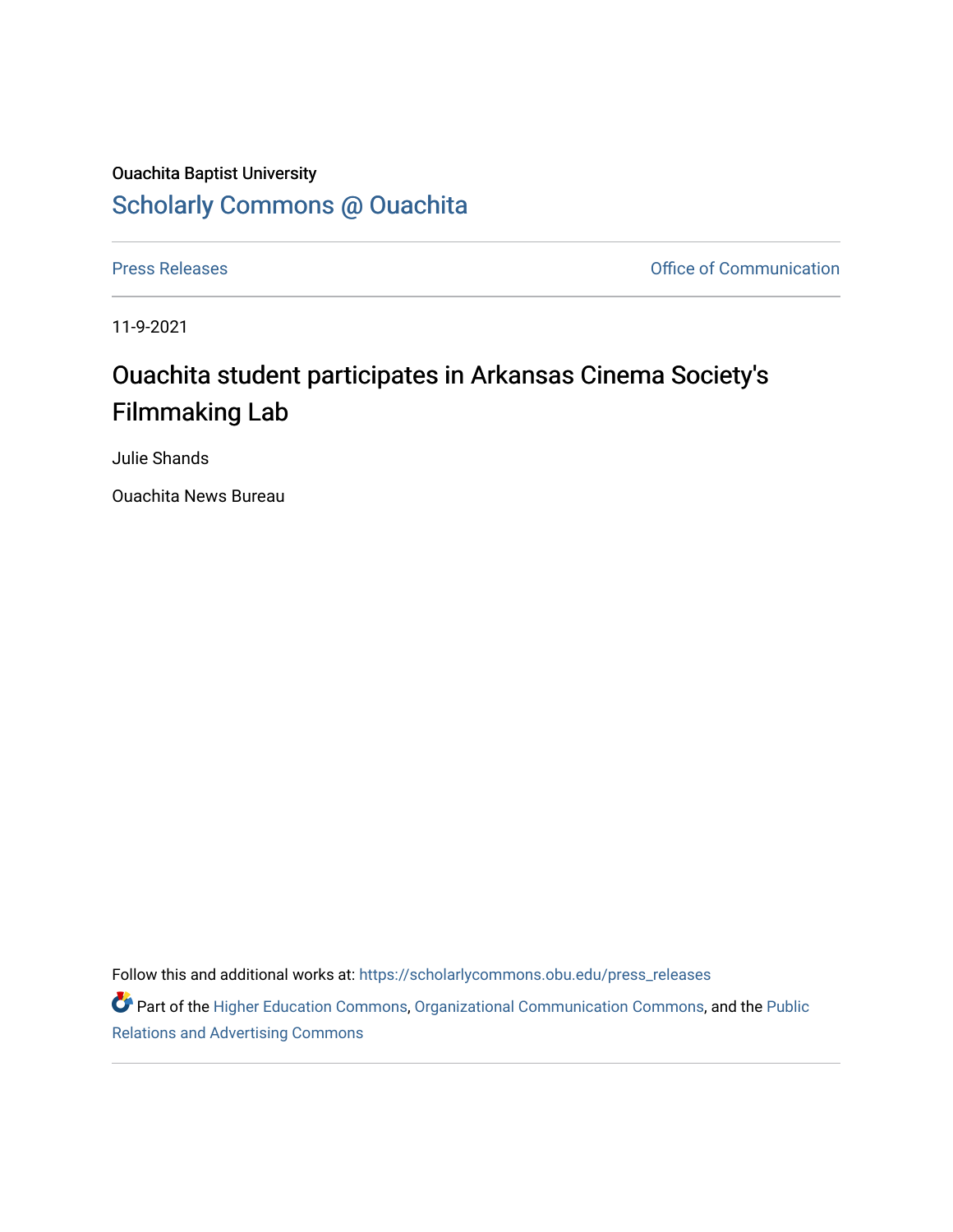Ouachita Baptist University

## Scholarly Commons @ Ouachita

Press Releases | Office of Communication

11-9-2021

# Ouachita student participates in Arkansas Cinema Society's Filmmaking Lab

Julie Shands

Ouachita News Bureau

Follow this and additional works at: https://scholarlycommons.obu.edu/press_releases

Part of the Higher Education Commons, Organizational Communication Commons, and the Public Relations and Advertising Commons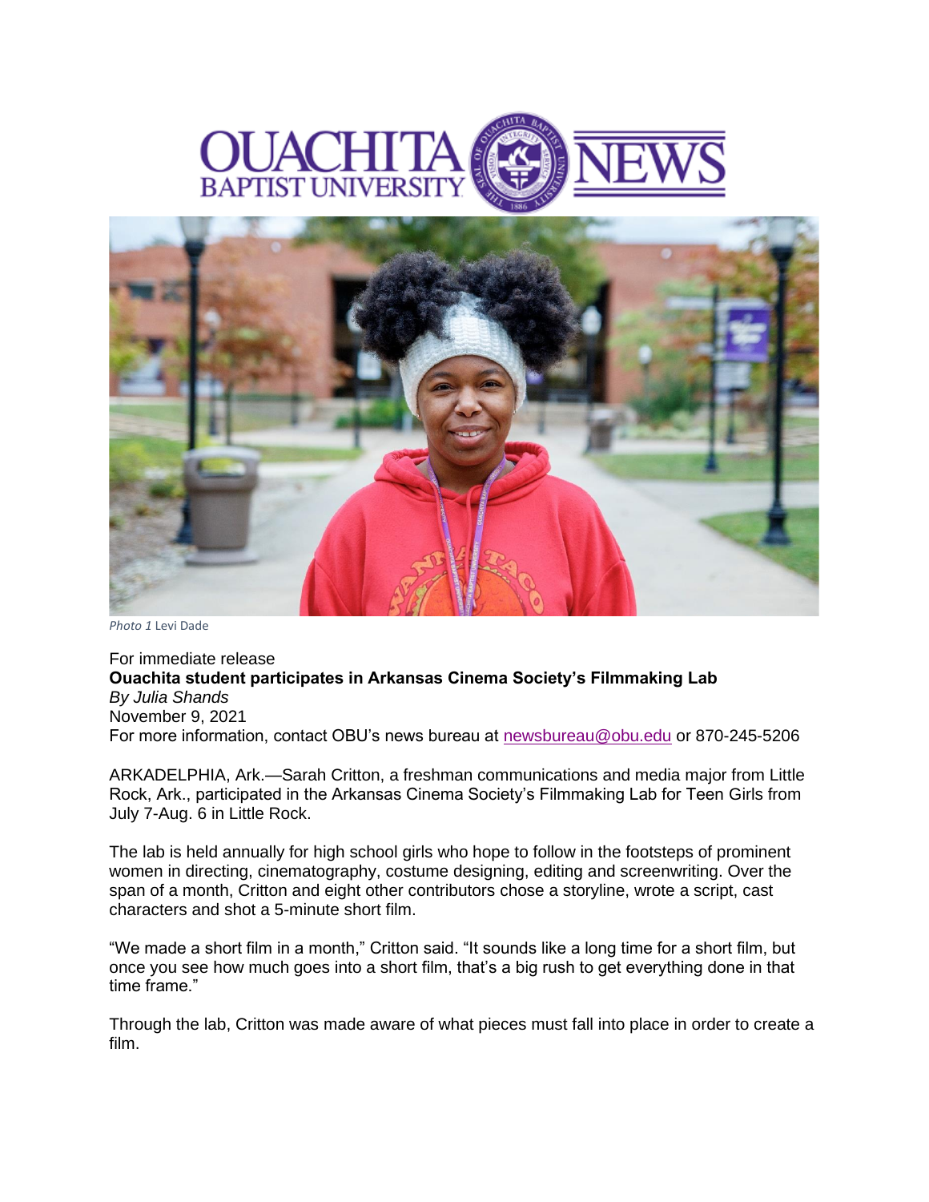Photo 1 Levi Dade

For immediate release

**Ouachita student participates in Arkansas Cinema Society's Filmmaking Lab**

*By Julia Shands*

November 9, 2021

For more information, contact OBU's news bureau at newsbureau@obu.edu or 870-245-5206

ARKADELPHIA, Ark.—Sarah Critton, a freshman communications and media major from Little Rock, Ark., participated in the Arkansas Cinema Society's Filmmaking Lab for Teen Girls from July 7-Aug. 6 in Little Rock.

The lab is held annually for high school girls who hope to follow in the footsteps of prominent women in directing, cinematography, costume designing, editing and screenwriting. Over the span of a month, Critton and eight other contributors chose a storyline, wrote a script, cast characters and shot a 5-minute short film.

"We made a short film in a month," Critton said. "It sounds like a long time for a short film, but once you see how much goes into a short film, that's a big rush to get everything done in that time frame."

Through the lab, Critton was made aware of what pieces must fall into place in order to create a film.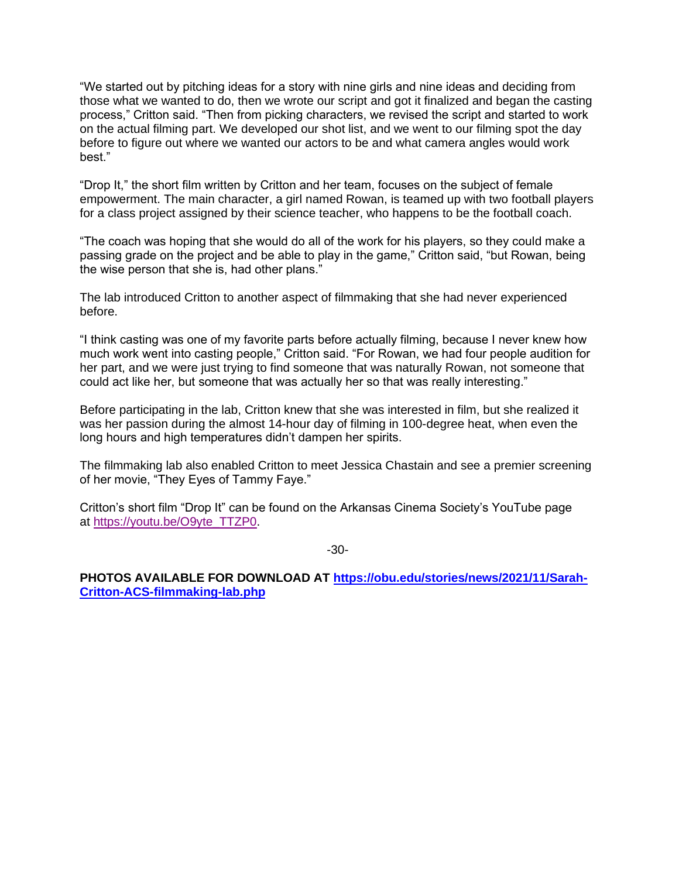"We started out by pitching ideas for a story with nine girls and nine ideas and deciding from those what we wanted to do, then we wrote our script and got it finalized and began the casting process," Critton said. "Then from picking characters, we revised the script and started to work on the actual filming part. We developed our shot list, and we went to our filming spot the day before to figure out where we wanted our actors to be and what camera angles would work best."

"Drop It," the short film written by Critton and her team, focuses on the subject of female empowerment. The main character, a girl named Rowan, is teamed up with two football players for a class project assigned by their science teacher, who happens to be the football coach.

"The coach was hoping that she would do all of the work for his players, so they could make a passing grade on the project and be able to play in the game," Critton said, "but Rowan, being the wise person that she is, had other plans."

The lab introduced Critton to another aspect of filmmaking that she had never experienced before.

"I think casting was one of my favorite parts before actually filming, because I never knew how much work went into casting people," Critton said. "For Rowan, we had four people audition for her part, and we were just trying to find someone that was naturally Rowan, not someone that could act like her, but someone that was actually her so that was really interesting."

Before participating in the lab, Critton knew that she was interested in film, but she realized it was her passion during the almost 14-hour day of filming in 100-degree heat, when even the long hours and high temperatures didn't dampen her spirits.

The filmmaking lab also enabled Critton to meet Jessica Chastain and see a premier screening of her movie, "They Eyes of Tammy Faye."

Critton's short film "Drop It" can be found on the Arkansas Cinema Society's YouTube page at https://youtu.be/O9yte_TTZP0.

-30-

**PHOTOS AVAILABLE FOR DOWNLOAD AT https://obu.edu/stories/news/2021/11/Sarah-Critton-ACS-filmmaking-lab.php**